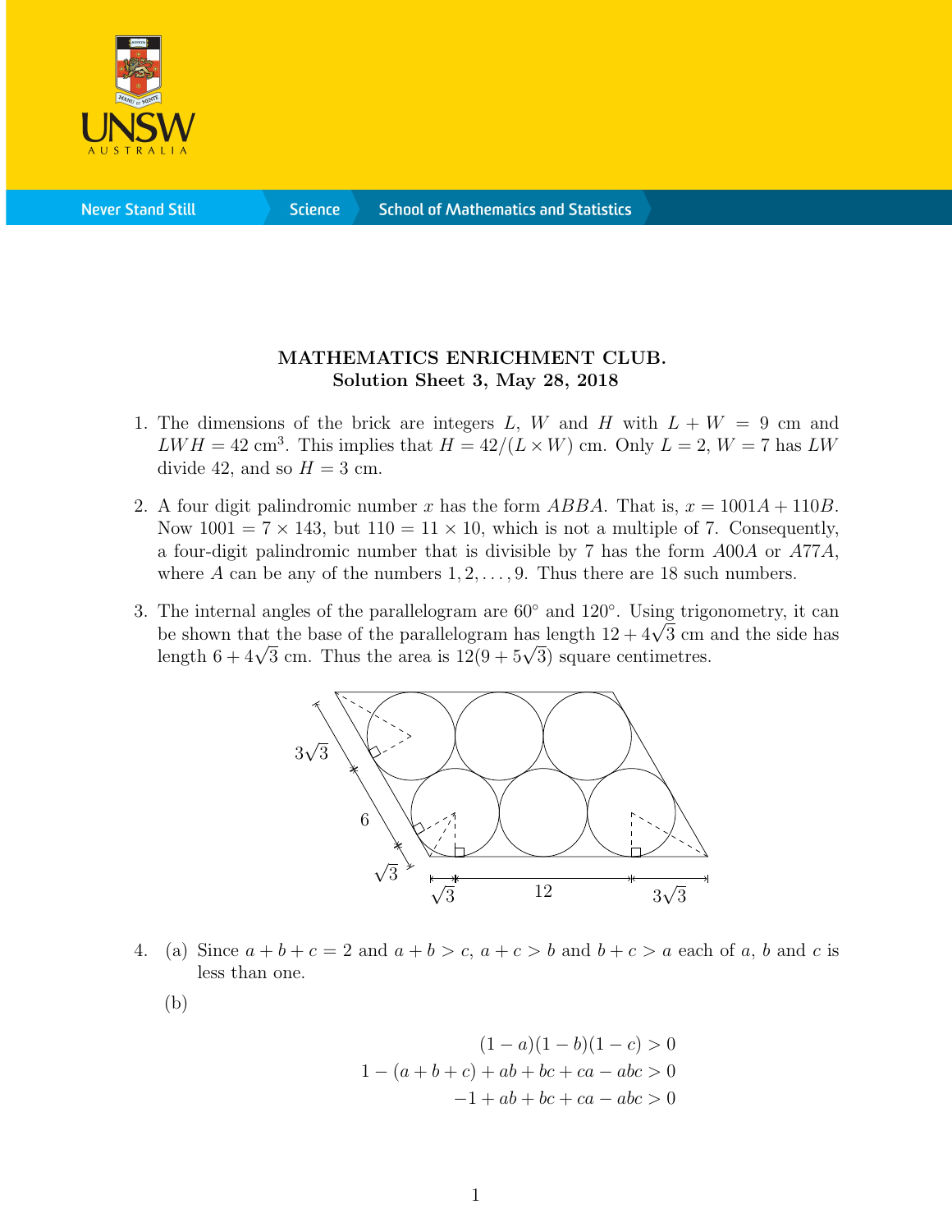**MATHEMATICS ENRICHMENT CLUB.**
**Solution Sheet 3, May 28, 2018**

1. The dimensions of the brick are integers $L$, $W$ and $H$ with $L + W = 9$ cm and $LWH = 42$ cm$^3$. This implies that $H = 42/(L \times W)$ cm. Only $L = 2$, $W = 7$ has $LW$ divide 42, and so $H = 3$ cm.

2. A four digit palindromic number $x$ has the form $ABBA$. That is, $x = 1001A + 110B$. Now $1001 = 7 \times 143$, but $110 = 11 \times 10$, which is not a multiple of 7. Consequently, a four-digit palindromic number that is divisible by 7 has the form $A00A$ or $A77A$, where $A$ can be any of the numbers $1, 2, \ldots, 9$. Thus there are 18 such numbers.

3. The internal angles of the parallelogram are 60° and 120°. Using trigonometry, it can be shown that the base of the parallelogram has length $12 + 4\sqrt{3}$ cm and the side has length $6 + 4\sqrt{3}$ cm. Thus the area is $12(9 + 5\sqrt{3})$ square centimetres.

$3\sqrt{3}$

6

$\sqrt{3}$

$\sqrt{3}$ 12 $3\sqrt{3}$

4. (a) Since $a + b + c = 2$ and $a + b > c$, $a + c > b$ and $b + c > a$ each of $a$, $b$ and $c$ is less than one.

   (b)

$$
\begin{aligned}
(1-a)(1-b)(1-c) &> 0 \\
1 - (a+b+c) + ab + bc + ca - abc &> 0 \\
-1 + ab + bc + ca - abc &> 0
\end{aligned}
$$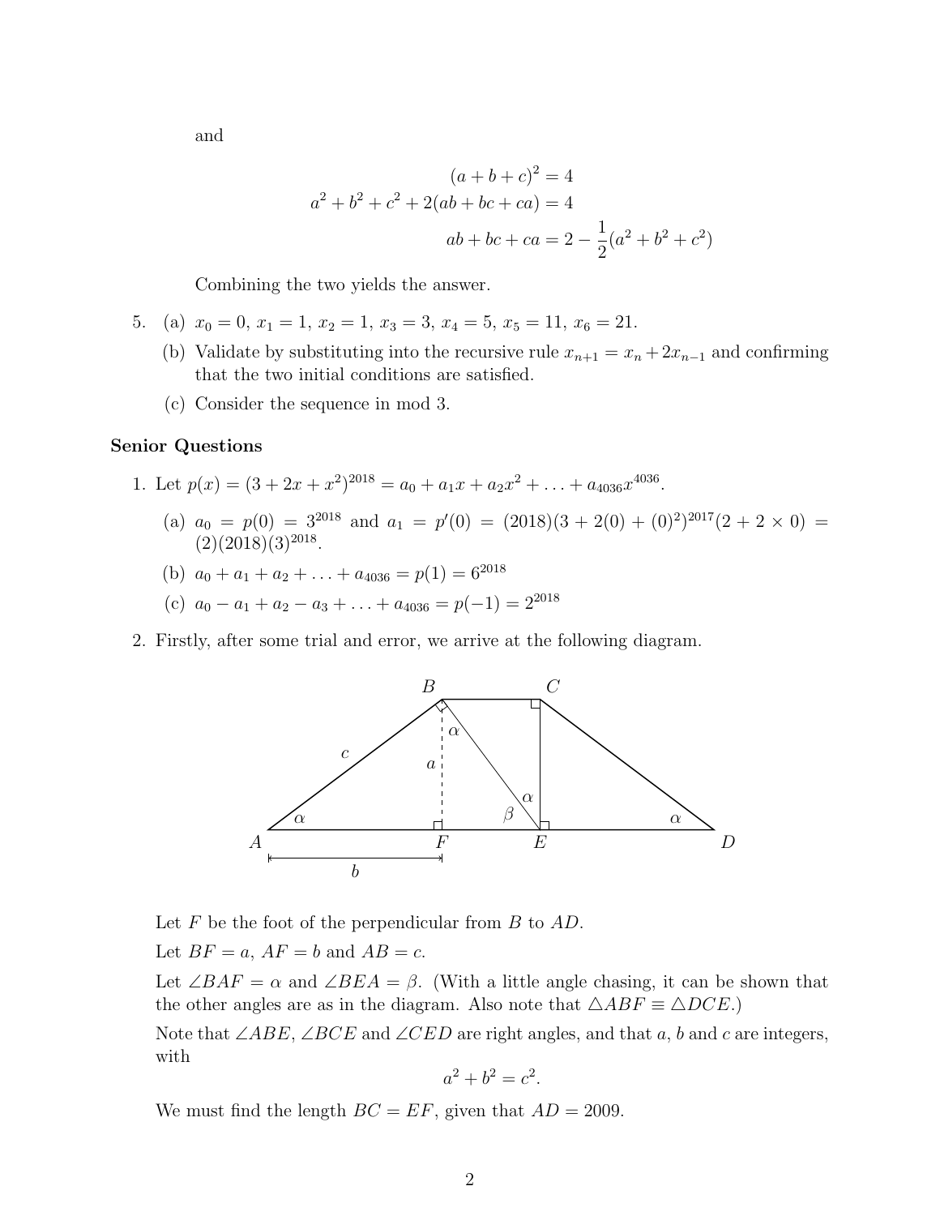and

$$
\begin{aligned}
(a+b+c)^2 &= 4 \\
a^2+b^2+c^2+2(ab+bc+ca) &= 4 \\
ab+bc+ca &= 2-\frac{1}{2}(a^2+b^2+c^2)
\end{aligned}
$$

Combining the two yields the answer.

5. (a) $x_0 = 0$, $x_1 = 1$, $x_2 = 1$, $x_3 = 3$, $x_4 = 5$, $x_5 = 11$, $x_6 = 21$.
   (b) Validate by substituting into the recursive rule $x_{n+1} = x_n + 2x_{n-1}$ and confirming that the two initial conditions are satisfied.
   (c) Consider the sequence in mod 3.

**Senior Questions**

1. Let $p(x) = (3+2x+x^2)^{2018} = a_0 + a_1x + a_2x^2 + \ldots + a_{4036}x^{4036}$.
   (a) $a_0 = p(0) = 3^{2018}$ and $a_1 = p'(0) = (2018)(3+2(0)+(0)^2)^{2017}(2+2\times 0) = (2)(2018)(3)^{2018}$.
   (b) $a_0 + a_1 + a_2 + \ldots + a_{4036} = p(1) = 6^{2018}$
   (c) $a_0 - a_1 + a_2 - a_3 + \ldots + a_{4036} = p(-1) = 2^{2018}$

2. Firstly, after some trial and error, we arrive at the following diagram.

B
C
c
a
α
α
α
β
α
A
F
E
D
b

Let $F$ be the foot of the perpendicular from $B$ to $AD$.

Let $BF = a$, $AF = b$ and $AB = c$.

Let $\angle BAF = \alpha$ and $\angle BEA = \beta$. (With a little angle chasing, it can be shown that the other angles are as in the diagram. Also note that $\triangle ABF \equiv \triangle DCE$.)

Note that $\angle ABE$, $\angle BCE$ and $\angle CED$ are right angles, and that $a$, $b$ and $c$ are integers, with

$$a^2 + b^2 = c^2.$$

We must find the length $BC = EF$, given that $AD = 2009$.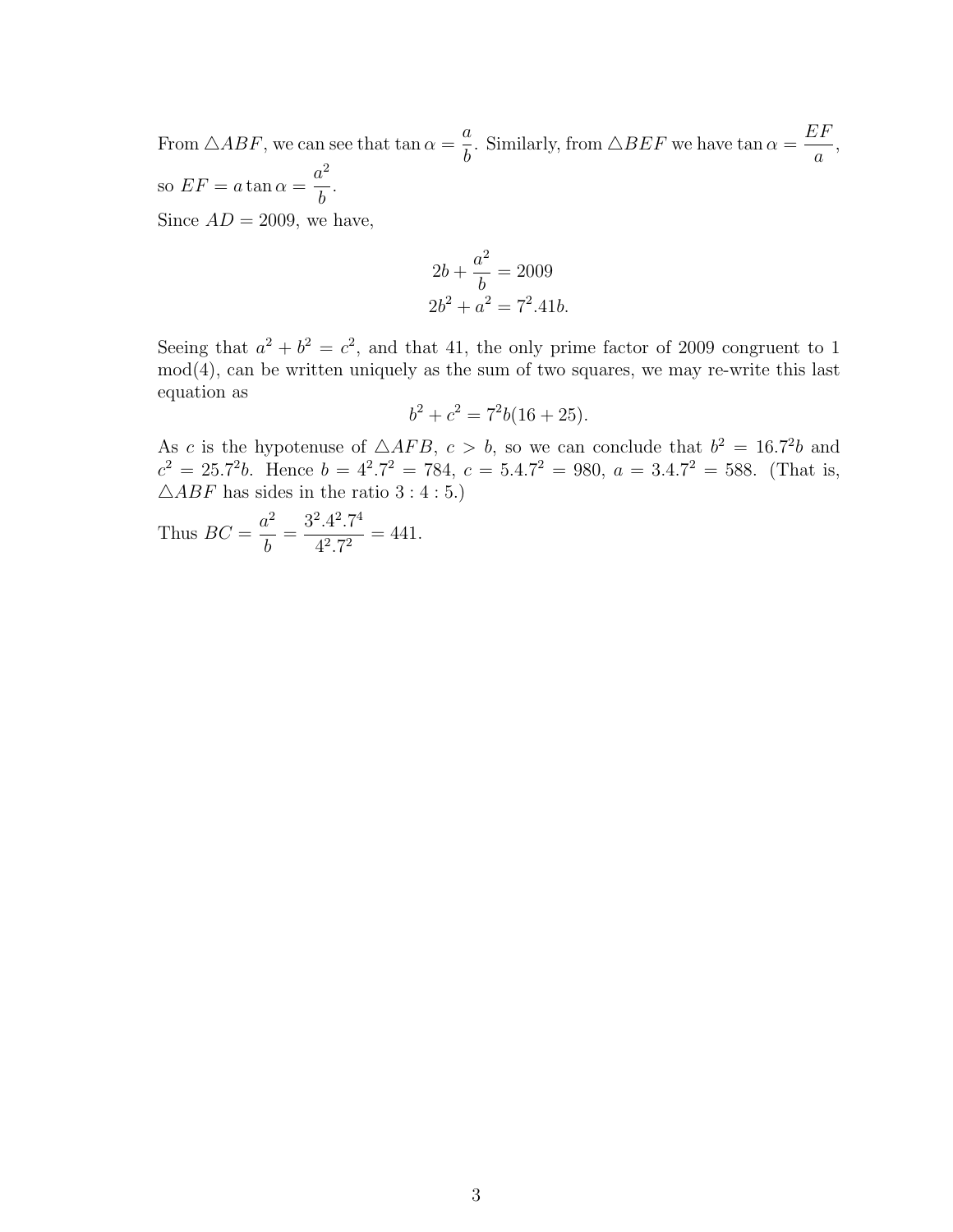From $\triangle ABF$, we can see that $\tan\alpha = \dfrac{a}{b}$. Similarly, from $\triangle BEF$ we have $\tan\alpha = \dfrac{EF}{a}$, so $EF = a\tan\alpha = \dfrac{a^2}{b}$.

Since $AD = 2009$, we have,

$$2b + \frac{a^2}{b} = 2009$$
$$2b^2 + a^2 = 7^2.41b.$$

Seeing that $a^2 + b^2 = c^2$, and that 41, the only prime factor of 2009 congruent to 1 mod(4), can be written uniquely as the sum of two squares, we may re-write this last equation as

$$b^2 + c^2 = 7^2 b(16 + 25).$$

As $c$ is the hypotenuse of $\triangle AFB$, $c > b$, so we can conclude that $b^2 = 16.7^2 b$ and $c^2 = 25.7^2 b$. Hence $b = 4^2.7^2 = 784$, $c = 5.4.7^2 = 980$, $a = 3.4.7^2 = 588$. (That is, $\triangle ABF$ has sides in the ratio $3:4:5$.)

Thus $BC = \dfrac{a^2}{b} = \dfrac{3^2.4^2.7^4}{4^2.7^2} = 441$.